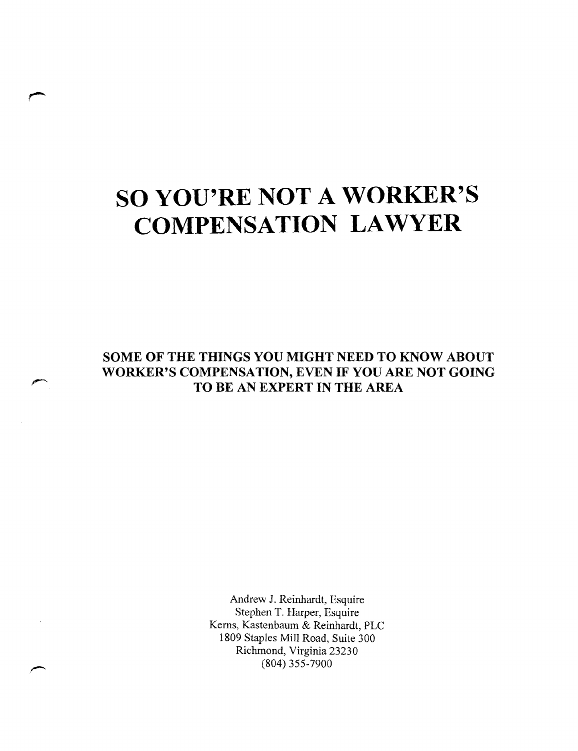# SO YOU'RE NOT A WORKER'S COMPENSATION LAWYER

**SOME OF THE THINGS YOU MIGHT NEED TO KNOW ABOUT WORKER'S COMPENSATION, EVEN IF YOU ARE NOT GOING TO BE AN EXPERT IN THE AREA**

Andrew J. Reinhardt, Esquire
Stephen T. Harper, Esquire
Kerns, Kastenbaum & Reinhardt, PLC
1809 Staples Mill Road, Suite 300
Richmond, Virginia 23230
(804) 355-7900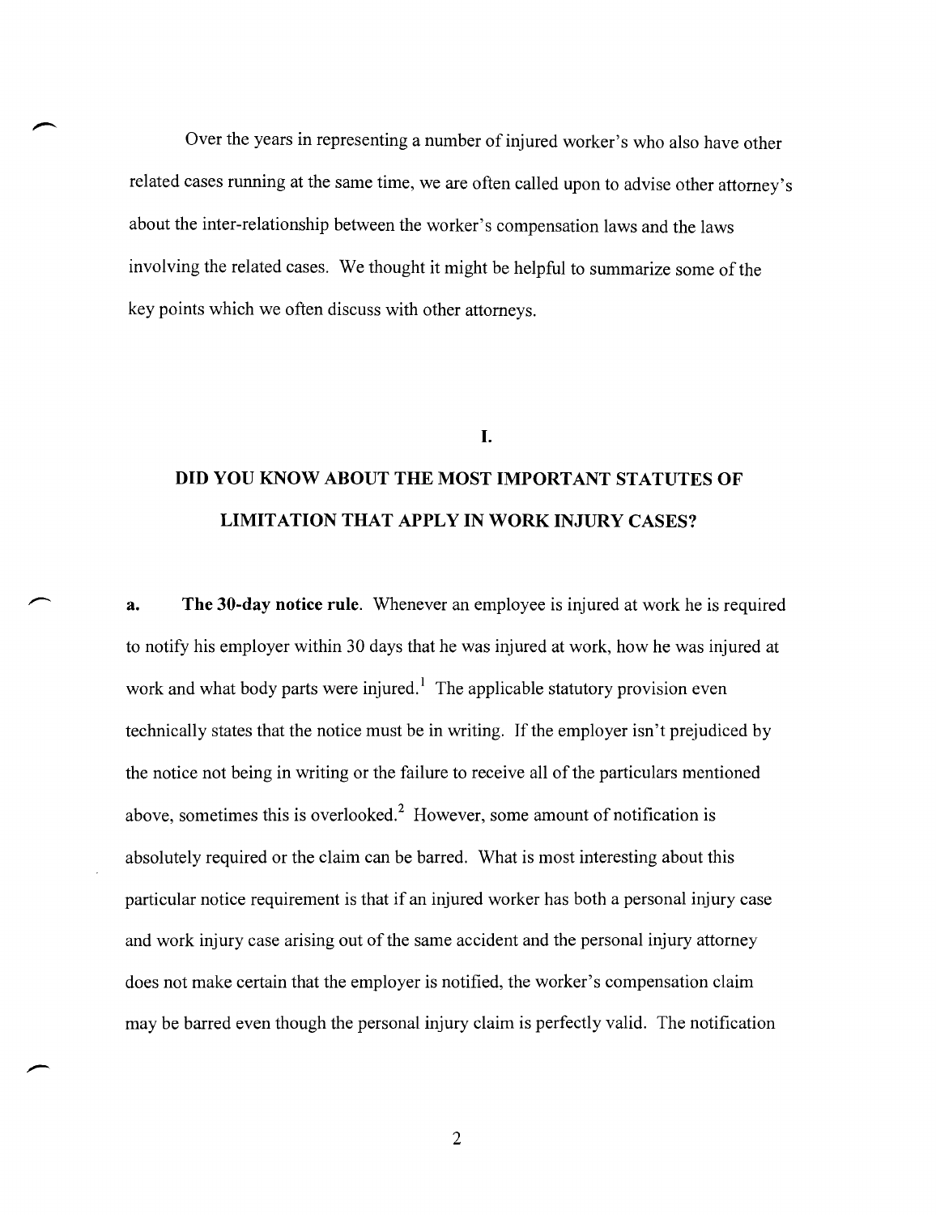Over the years in representing a number of injured worker's who also have other related cases running at the same time, we are often called upon to advise other attorney's about the inter-relationship between the worker's compensation laws and the laws involving the related cases. We thought it might be helpful to summarize some of the key points which we often discuss with other attorneys.

## I.

## DID YOU KNOW ABOUT THE MOST IMPORTANT STATUTES OF LIMITATION THAT APPLY IN WORK INJURY CASES?

**a. The 30-day notice rule**. Whenever an employee is injured at work he is required to notify his employer within 30 days that he was injured at work, how he was injured at work and what body parts were injured.[1] The applicable statutory provision even technically states that the notice must be in writing. If the employer isn't prejudiced by the notice not being in writing or the failure to receive all of the particulars mentioned above, sometimes this is overlooked.[2] However, some amount of notification is absolutely required or the claim can be barred. What is most interesting about this particular notice requirement is that if an injured worker has both a personal injury case and work injury case arising out of the same accident and the personal injury attorney does not make certain that the employer is notified, the worker's compensation claim may be barred even though the personal injury claim is perfectly valid. The notification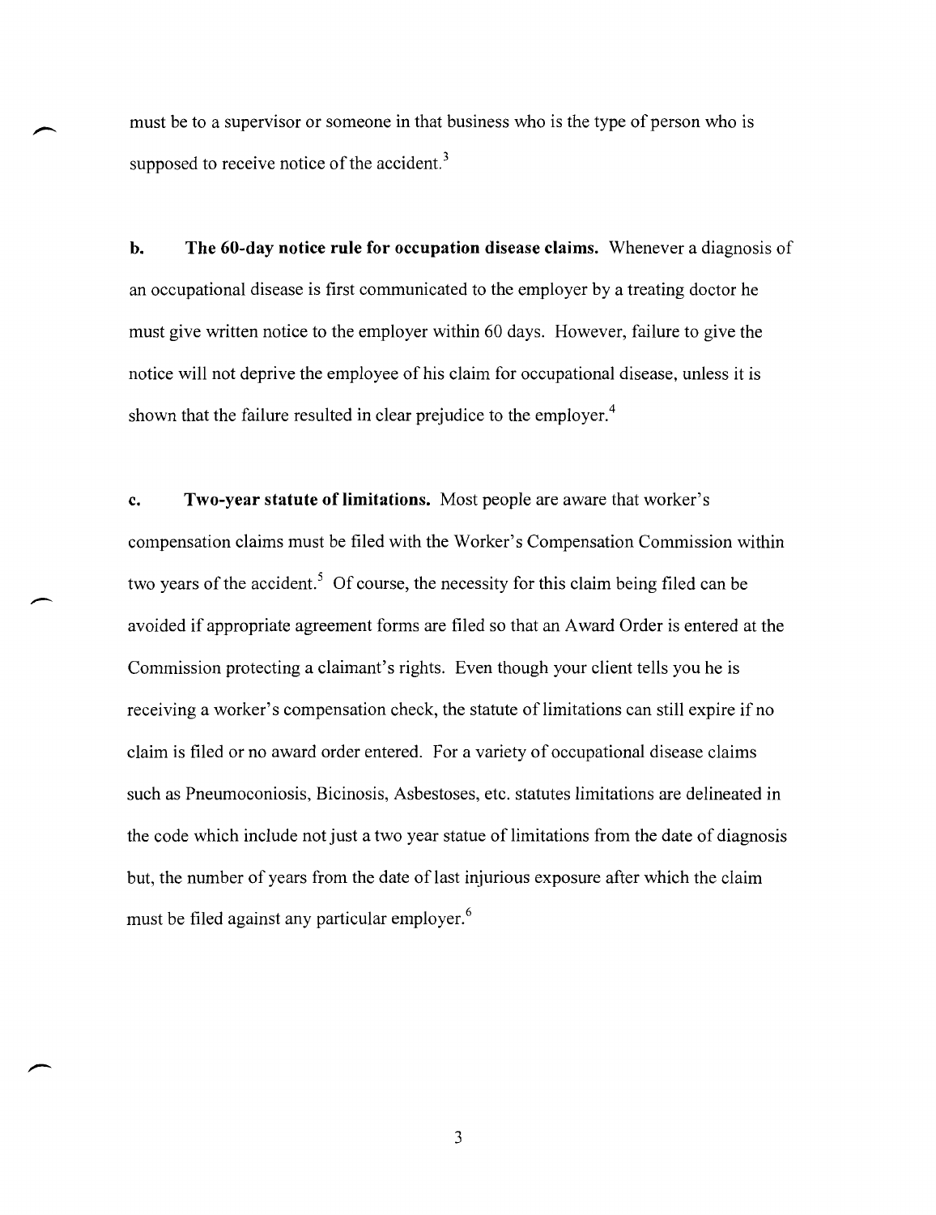must be to a supervisor or someone in that business who is the type of person who is supposed to receive notice of the accident.[3]

**b. The 60-day notice rule for occupation disease claims.** Whenever a diagnosis of an occupational disease is first communicated to the employer by a treating doctor he must give written notice to the employer within 60 days. However, failure to give the notice will not deprive the employee of his claim for occupational disease, unless it is shown that the failure resulted in clear prejudice to the employer.[4]

**c. Two-year statute of limitations.** Most people are aware that worker's compensation claims must be filed with the Worker's Compensation Commission within two years of the accident.[5] Of course, the necessity for this claim being filed can be avoided if appropriate agreement forms are filed so that an Award Order is entered at the Commission protecting a claimant's rights. Even though your client tells you he is receiving a worker's compensation check, the statute of limitations can still expire if no claim is filed or no award order entered. For a variety of occupational disease claims such as Pneumoconiosis, Bicinosis, Asbestoses, etc. statutes limitations are delineated in the code which include not just a two year statue of limitations from the date of diagnosis but, the number of years from the date of last injurious exposure after which the claim must be filed against any particular employer.[6]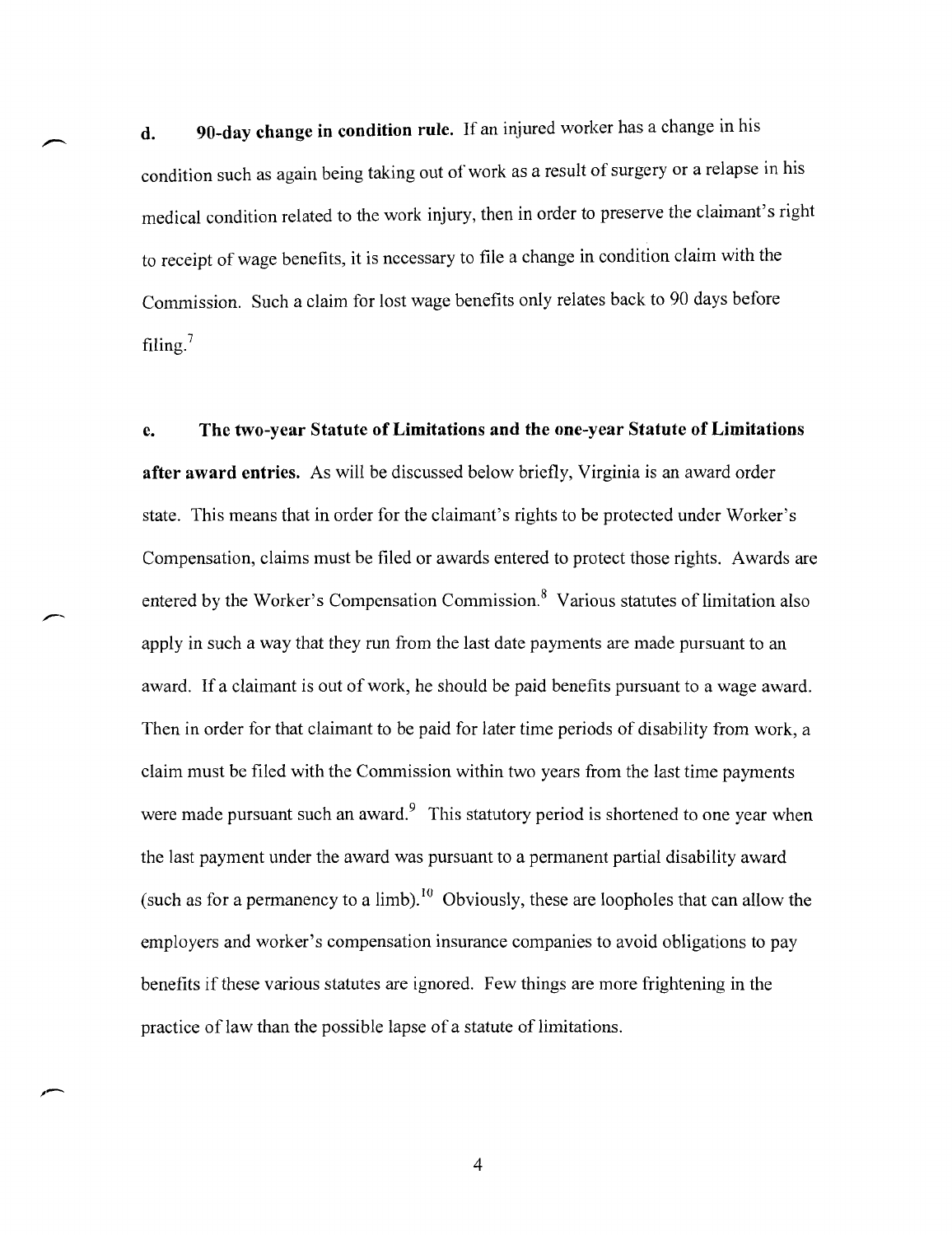**d. 90-day change in condition rule.** If an injured worker has a change in his condition such as again being taking out of work as a result of surgery or a relapse in his medical condition related to the work injury, then in order to preserve the claimant's right to receipt of wage benefits, it is necessary to file a change in condition claim with the Commission. Such a claim for lost wage benefits only relates back to 90 days before filing.[7]

**e. The two-year Statute of Limitations and the one-year Statute of Limitations after award entries.** As will be discussed below briefly, Virginia is an award order state. This means that in order for the claimant's rights to be protected under Worker's Compensation, claims must be filed or awards entered to protect those rights. Awards are entered by the Worker's Compensation Commission.[8] Various statutes of limitation also apply in such a way that they run from the last date payments are made pursuant to an award. If a claimant is out of work, he should be paid benefits pursuant to a wage award. Then in order for that claimant to be paid for later time periods of disability from work, a claim must be filed with the Commission within two years from the last time payments were made pursuant such an award.[9] This statutory period is shortened to one year when the last payment under the award was pursuant to a permanent partial disability award (such as for a permanency to a limb).[10] Obviously, these are loopholes that can allow the employers and worker's compensation insurance companies to avoid obligations to pay benefits if these various statutes are ignored. Few things are more frightening in the practice of law than the possible lapse of a statute of limitations.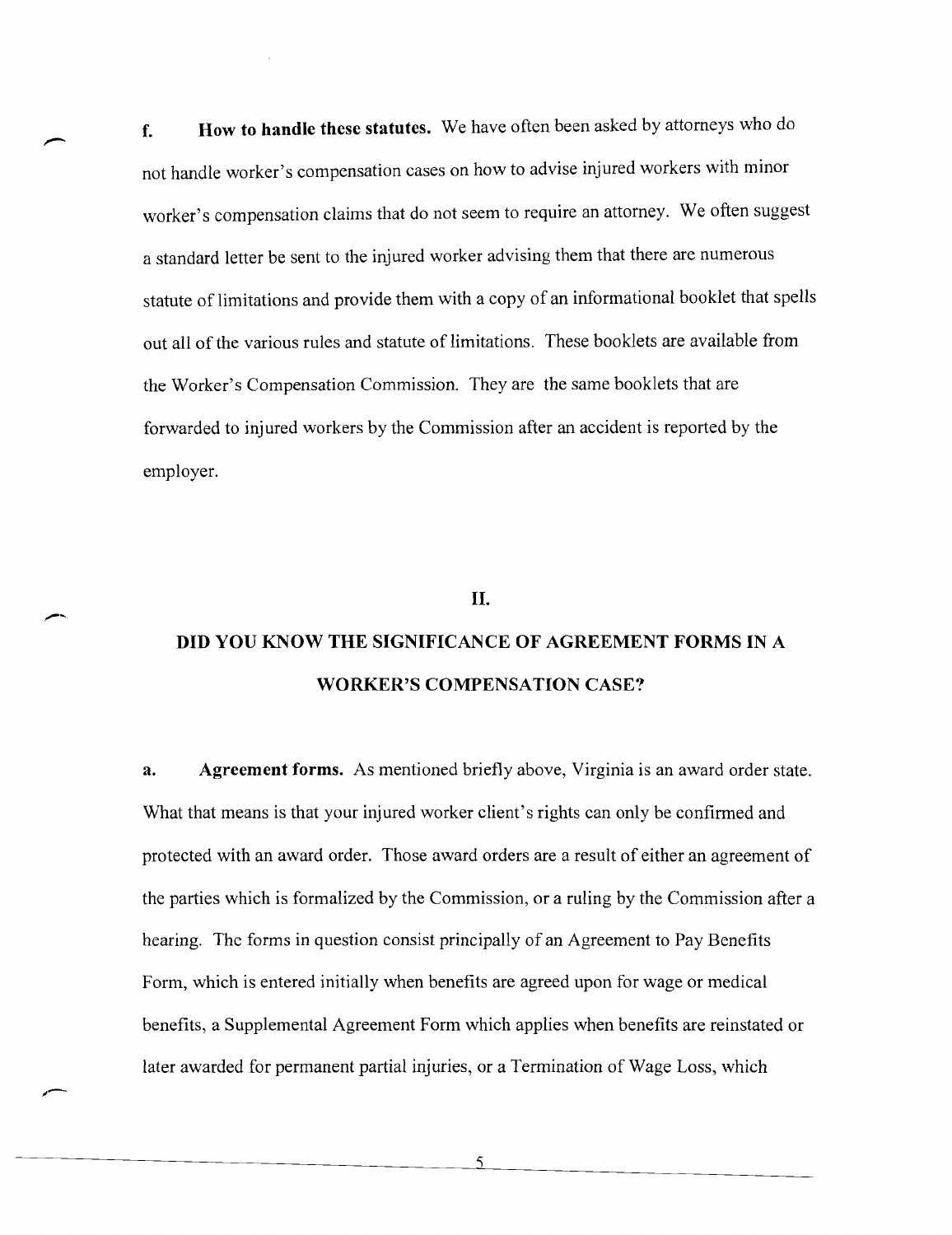**f. How to handle these statutes.** We have often been asked by attorneys who do not handle worker's compensation cases on how to advise injured workers with minor worker's compensation claims that do not seem to require an attorney. We often suggest a standard letter be sent to the injured worker advising them that there are numerous statute of limitations and provide them with a copy of an informational booklet that spells out all of the various rules and statute of limitations. These booklets are available from the Worker's Compensation Commission. They are the same booklets that are forwarded to injured workers by the Commission after an accident is reported by the employer.

## II.

## DID YOU KNOW THE SIGNIFICANCE OF AGREEMENT FORMS IN A WORKER'S COMPENSATION CASE?

**a. Agreement forms.** As mentioned briefly above, Virginia is an award order state. What that means is that your injured worker client's rights can only be confirmed and protected with an award order. Those award orders are a result of either an agreement of the parties which is formalized by the Commission, or a ruling by the Commission after a hearing. The forms in question consist principally of an Agreement to Pay Benefits Form, which is entered initially when benefits are agreed upon for wage or medical benefits, a Supplemental Agreement Form which applies when benefits are reinstated or later awarded for permanent partial injuries, or a Termination of Wage Loss, which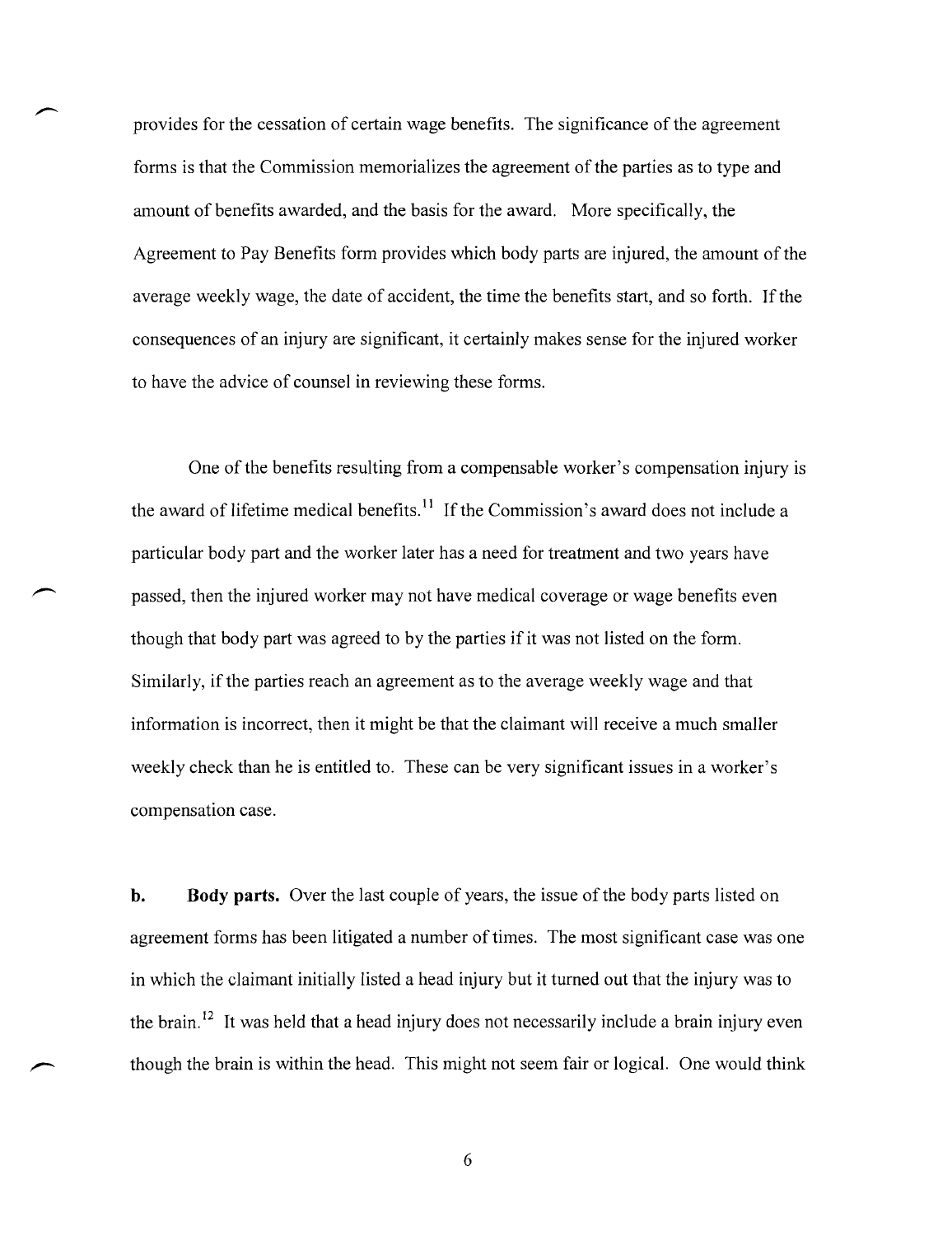provides for the cessation of certain wage benefits. The significance of the agreement forms is that the Commission memorializes the agreement of the parties as to type and amount of benefits awarded, and the basis for the award. More specifically, the Agreement to Pay Benefits form provides which body parts are injured, the amount of the average weekly wage, the date of accident, the time the benefits start, and so forth. If the consequences of an injury are significant, it certainly makes sense for the injured worker to have the advice of counsel in reviewing these forms.

One of the benefits resulting from a compensable worker's compensation injury is the award of lifetime medical benefits.[11] If the Commission's award does not include a particular body part and the worker later has a need for treatment and two years have passed, then the injured worker may not have medical coverage or wage benefits even though that body part was agreed to by the parties if it was not listed on the form. Similarly, if the parties reach an agreement as to the average weekly wage and that information is incorrect, then it might be that the claimant will receive a much smaller weekly check than he is entitled to. These can be very significant issues in a worker's compensation case.

**b. Body parts.** Over the last couple of years, the issue of the body parts listed on agreement forms has been litigated a number of times. The most significant case was one in which the claimant initially listed a head injury but it turned out that the injury was to the brain.[12] It was held that a head injury does not necessarily include a brain injury even though the brain is within the head. This might not seem fair or logical. One would think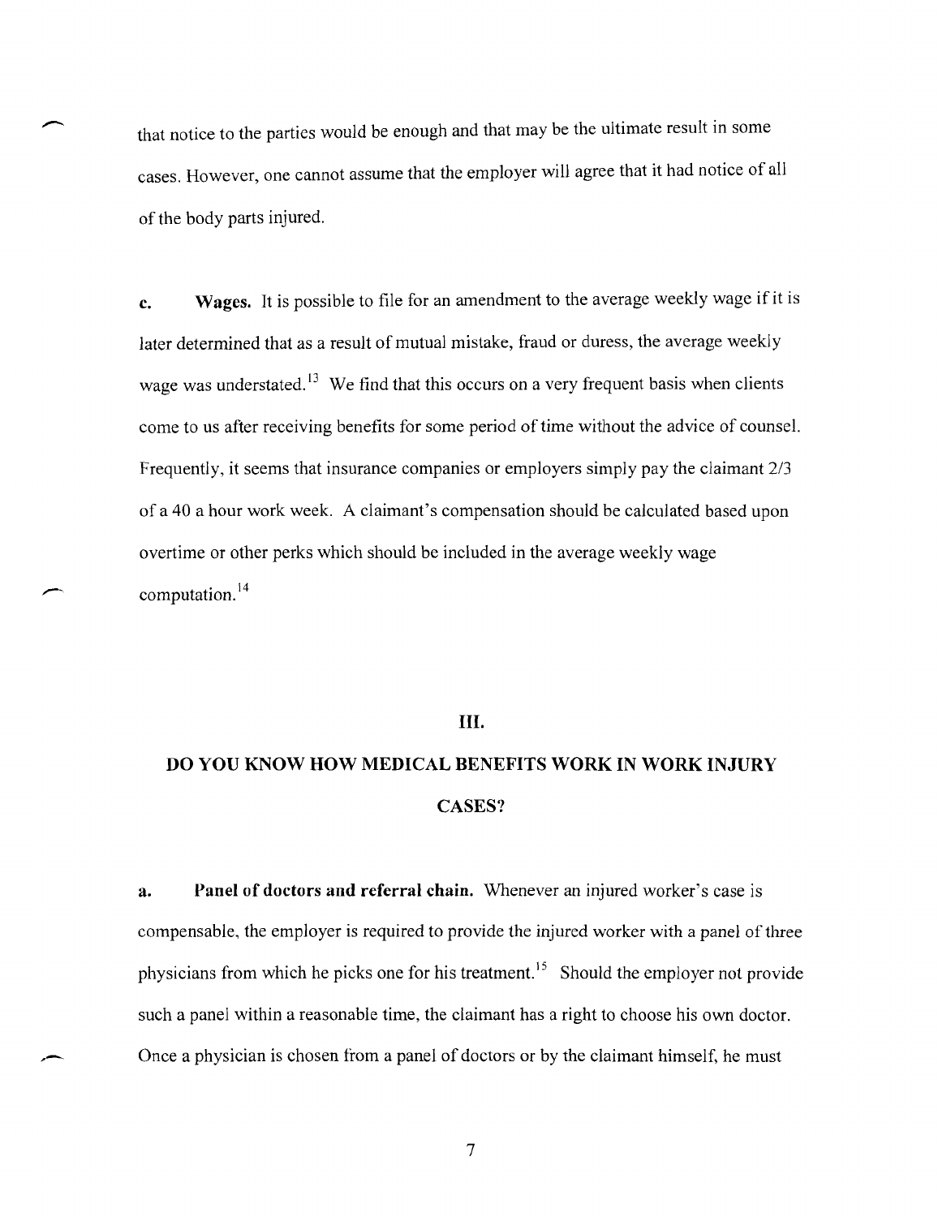that notice to the parties would be enough and that may be the ultimate result in some cases. However, one cannot assume that the employer will agree that it had notice of all of the body parts injured.

**c. Wages.** It is possible to file for an amendment to the average weekly wage if it is later determined that as a result of mutual mistake, fraud or duress, the average weekly wage was understated.[13] We find that this occurs on a very frequent basis when clients come to us after receiving benefits for some period of time without the advice of counsel. Frequently, it seems that insurance companies or employers simply pay the claimant 2/3 of a 40 a hour work week. A claimant's compensation should be calculated based upon overtime or other perks which should be included in the average weekly wage computation.[14]

## III.

## DO YOU KNOW HOW MEDICAL BENEFITS WORK IN WORK INJURY CASES?

**a. Panel of doctors and referral chain.** Whenever an injured worker's case is compensable, the employer is required to provide the injured worker with a panel of three physicians from which he picks one for his treatment.[15] Should the employer not provide such a panel within a reasonable time, the claimant has a right to choose his own doctor. Once a physician is chosen from a panel of doctors or by the claimant himself, he must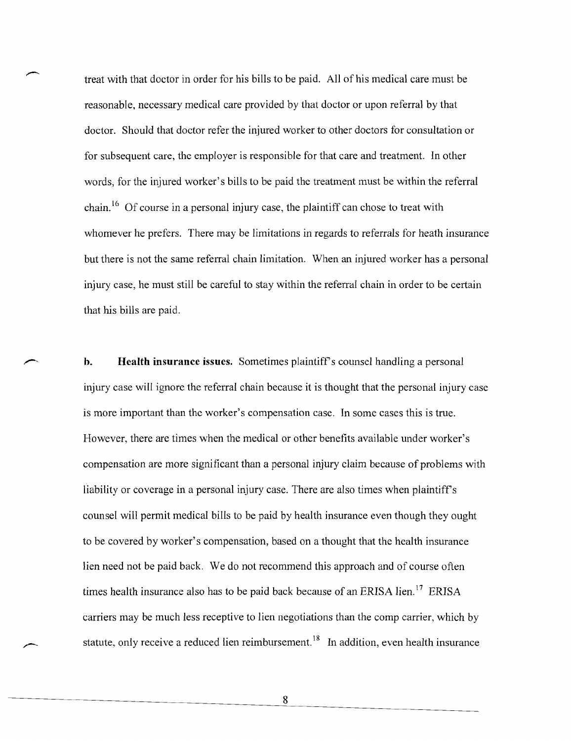treat with that doctor in order for his bills to be paid. All of his medical care must be reasonable, necessary medical care provided by that doctor or upon referral by that doctor. Should that doctor refer the injured worker to other doctors for consultation or for subsequent care, the employer is responsible for that care and treatment. In other words, for the injured worker's bills to be paid the treatment must be within the referral chain.[16] Of course in a personal injury case, the plaintiff can chose to treat with whomever he prefers. There may be limitations in regards to referrals for heath insurance but there is not the same referral chain limitation. When an injured worker has a personal injury case, he must still be careful to stay within the referral chain in order to be certain that his bills are paid.

**b. Health insurance issues.** Sometimes plaintiff's counsel handling a personal injury case will ignore the referral chain because it is thought that the personal injury case is more important than the worker's compensation case. In some cases this is true. However, there are times when the medical or other benefits available under worker's compensation are more significant than a personal injury claim because of problems with liability or coverage in a personal injury case. There are also times when plaintiff's counsel will permit medical bills to be paid by health insurance even though they ought to be covered by worker's compensation, based on a thought that the health insurance lien need not be paid back. We do not recommend this approach and of course often times health insurance also has to be paid back because of an ERISA lien.[17] ERISA carriers may be much less receptive to lien negotiations than the comp carrier, which by statute, only receive a reduced lien reimbursement.[18] In addition, even health insurance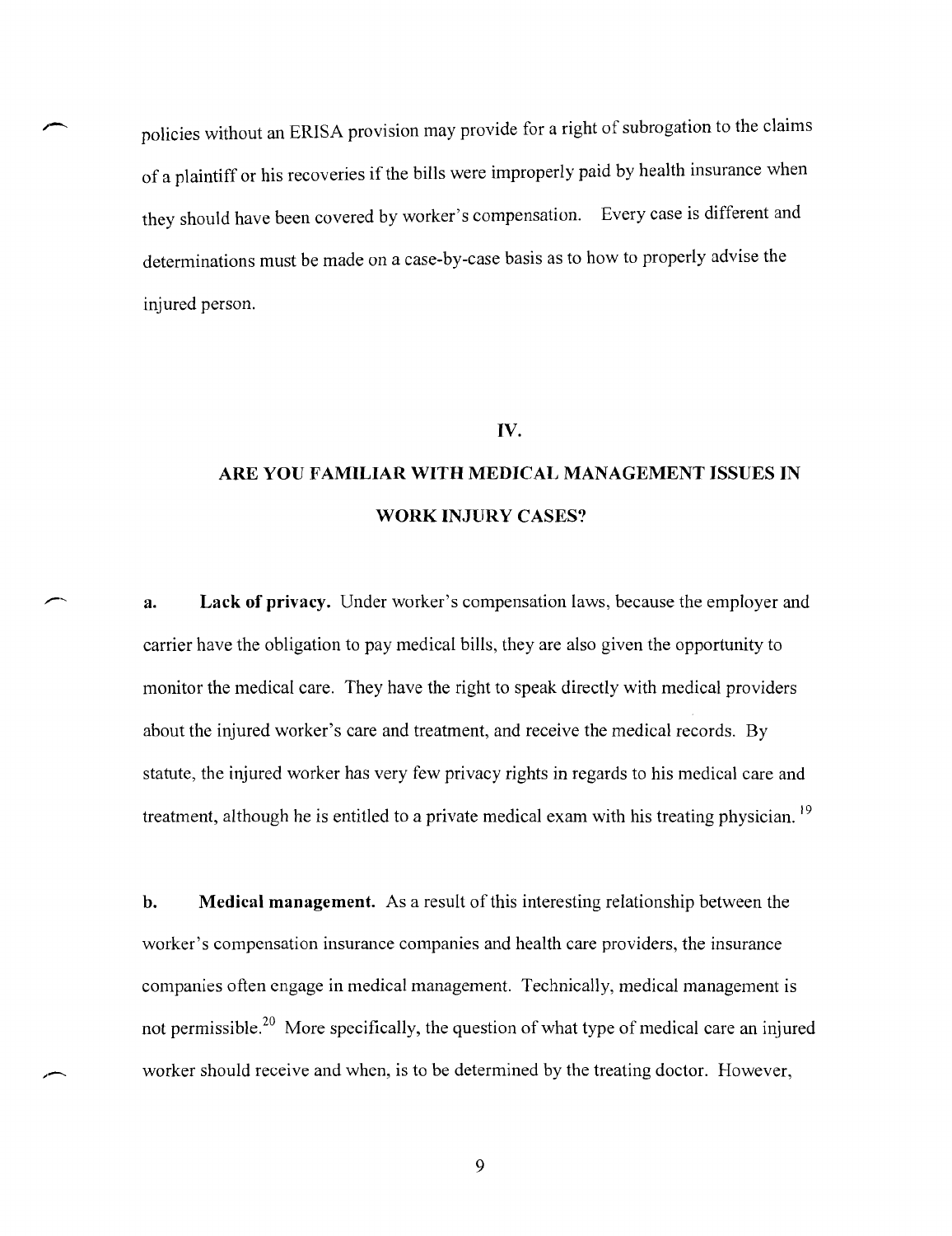policies without an ERISA provision may provide for a right of subrogation to the claims of a plaintiff or his recoveries if the bills were improperly paid by health insurance when they should have been covered by worker's compensation. Every case is different and determinations must be made on a case-by-case basis as to how to properly advise the injured person.

## IV.

## ARE YOU FAMILIAR WITH MEDICAL MANAGEMENT ISSUES IN WORK INJURY CASES?

a. **Lack of privacy.** Under worker's compensation laws, because the employer and carrier have the obligation to pay medical bills, they are also given the opportunity to monitor the medical care. They have the right to speak directly with medical providers about the injured worker's care and treatment, and receive the medical records. By statute, the injured worker has very few privacy rights in regards to his medical care and treatment, although he is entitled to a private medical exam with his treating physician. [19]

b. **Medical management.** As a result of this interesting relationship between the worker's compensation insurance companies and health care providers, the insurance companies often engage in medical management. Technically, medical management is not permissible.[20] More specifically, the question of what type of medical care an injured worker should receive and when, is to be determined by the treating doctor. However,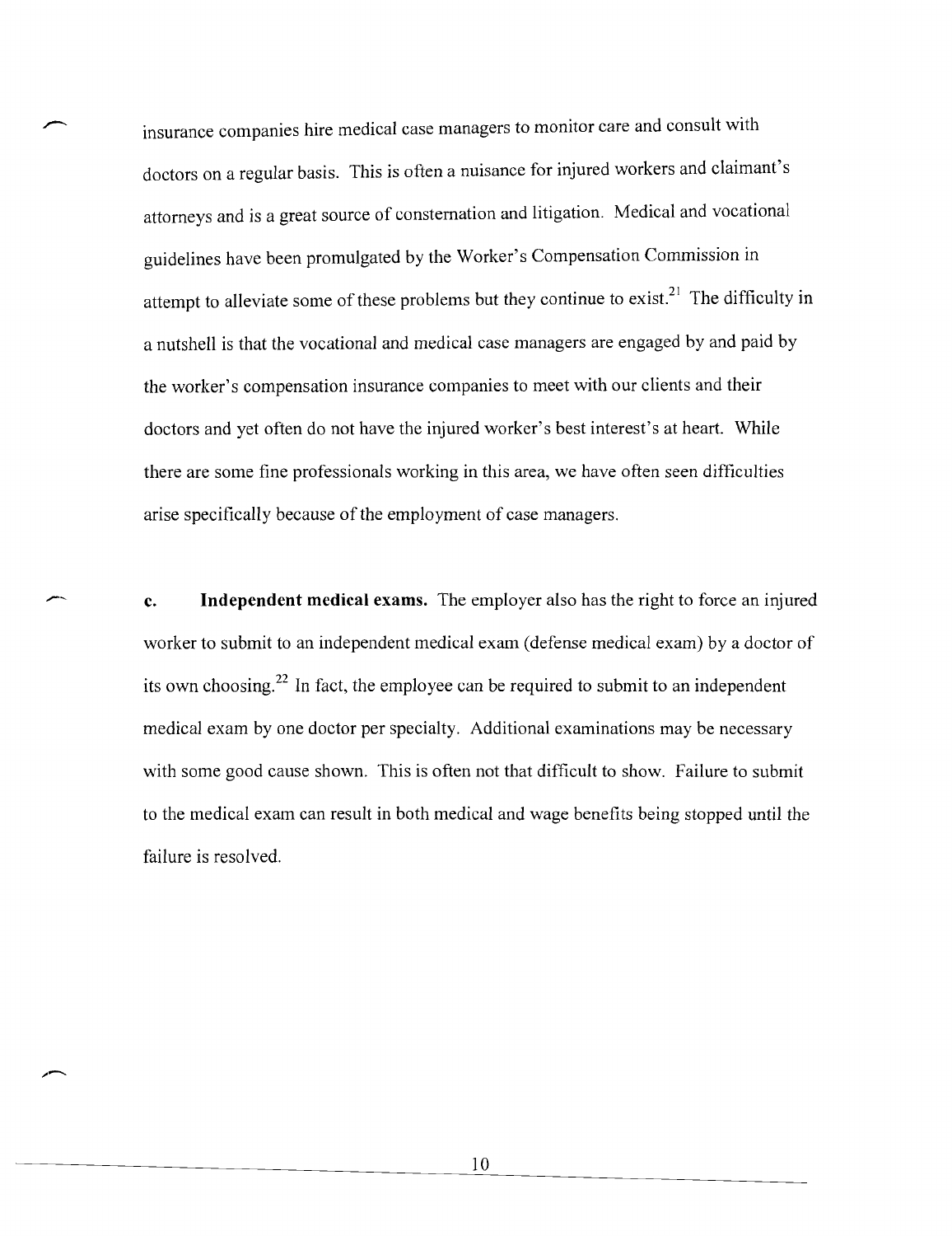insurance companies hire medical case managers to monitor care and consult with doctors on a regular basis. This is often a nuisance for injured workers and claimant's attorneys and is a great source of consternation and litigation. Medical and vocational guidelines have been promulgated by the Worker's Compensation Commission in attempt to alleviate some of these problems but they continue to exist.[21] The difficulty in a nutshell is that the vocational and medical case managers are engaged by and paid by the worker's compensation insurance companies to meet with our clients and their doctors and yet often do not have the injured worker's best interest's at heart. While there are some fine professionals working in this area, we have often seen difficulties arise specifically because of the employment of case managers.

c. **Independent medical exams.** The employer also has the right to force an injured worker to submit to an independent medical exam (defense medical exam) by a doctor of its own choosing.[22] In fact, the employee can be required to submit to an independent medical exam by one doctor per specialty. Additional examinations may be necessary with some good cause shown. This is often not that difficult to show. Failure to submit to the medical exam can result in both medical and wage benefits being stopped until the failure is resolved.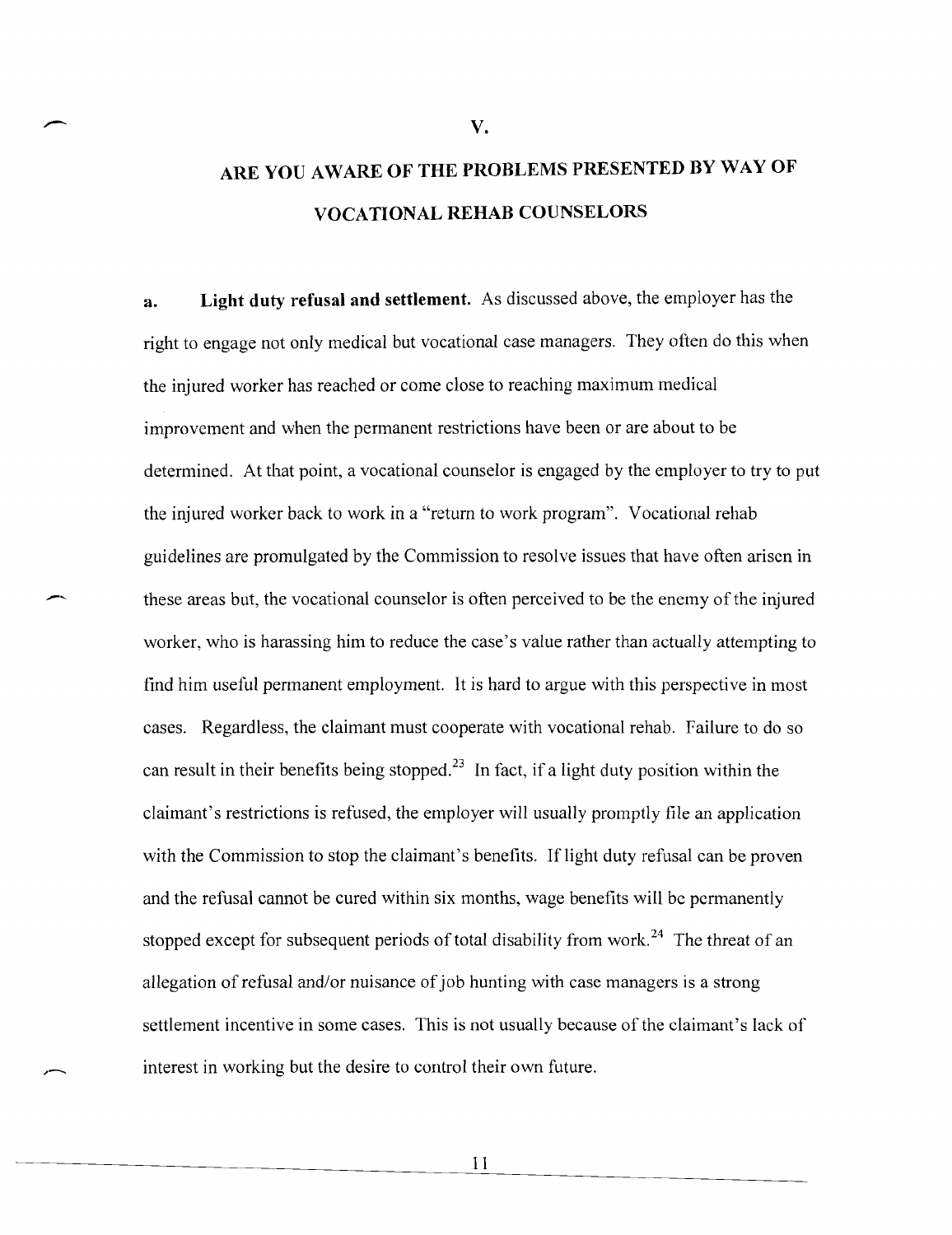## V.

## ARE YOU AWARE OF THE PROBLEMS PRESENTED BY WAY OF VOCATIONAL REHAB COUNSELORS

**a. Light duty refusal and settlement.** As discussed above, the employer has the right to engage not only medical but vocational case managers. They often do this when the injured worker has reached or come close to reaching maximum medical improvement and when the permanent restrictions have been or are about to be determined. At that point, a vocational counselor is engaged by the employer to try to put the injured worker back to work in a "return to work program". Vocational rehab guidelines are promulgated by the Commission to resolve issues that have often arisen in these areas but, the vocational counselor is often perceived to be the enemy of the injured worker, who is harassing him to reduce the case's value rather than actually attempting to find him useful permanent employment. It is hard to argue with this perspective in most cases. Regardless, the claimant must cooperate with vocational rehab. Failure to do so can result in their benefits being stopped.[23] In fact, if a light duty position within the claimant's restrictions is refused, the employer will usually promptly file an application with the Commission to stop the claimant's benefits. If light duty refusal can be proven and the refusal cannot be cured within six months, wage benefits will be permanently stopped except for subsequent periods of total disability from work.[24] The threat of an allegation of refusal and/or nuisance of job hunting with case managers is a strong settlement incentive in some cases. This is not usually because of the claimant's lack of interest in working but the desire to control their own future.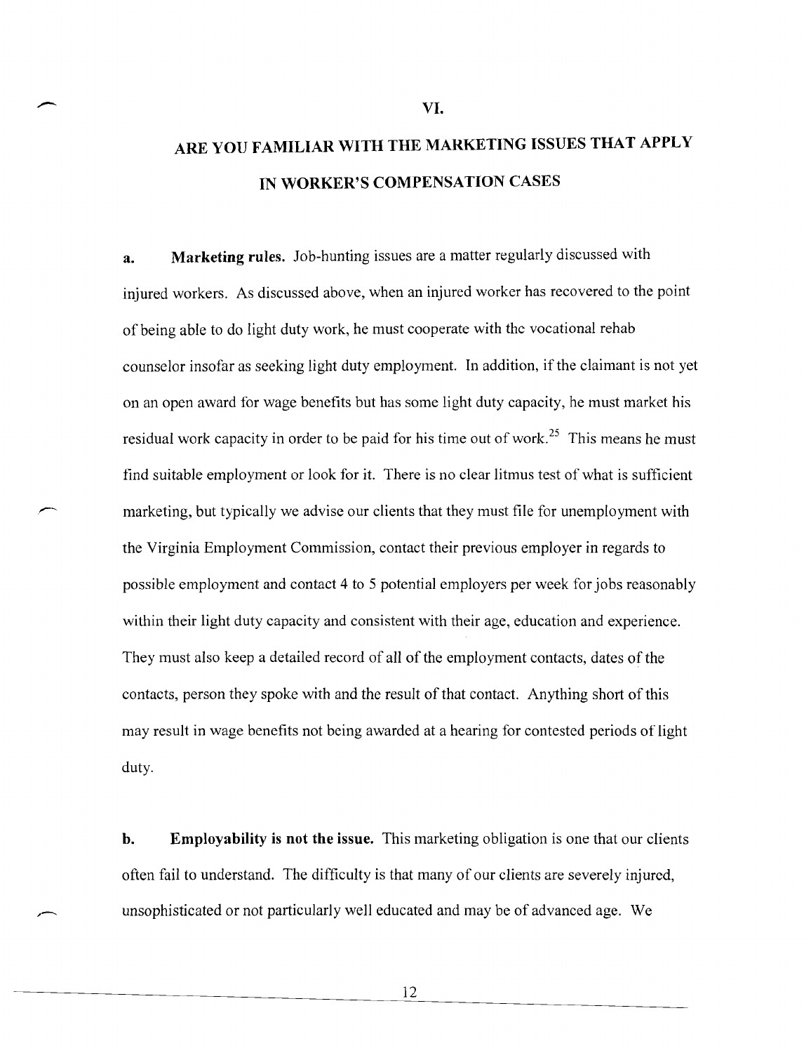# VI.

# ARE YOU FAMILIAR WITH THE MARKETING ISSUES THAT APPLY IN WORKER'S COMPENSATION CASES

**a. Marketing rules.** Job-hunting issues are a matter regularly discussed with injured workers. As discussed above, when an injured worker has recovered to the point of being able to do light duty work, he must cooperate with the vocational rehab counselor insofar as seeking light duty employment. In addition, if the claimant is not yet on an open award for wage benefits but has some light duty capacity, he must market his residual work capacity in order to be paid for his time out of work.[25] This means he must find suitable employment or look for it. There is no clear litmus test of what is sufficient marketing, but typically we advise our clients that they must file for unemployment with the Virginia Employment Commission, contact their previous employer in regards to possible employment and contact 4 to 5 potential employers per week for jobs reasonably within their light duty capacity and consistent with their age, education and experience. They must also keep a detailed record of all of the employment contacts, dates of the contacts, person they spoke with and the result of that contact. Anything short of this may result in wage benefits not being awarded at a hearing for contested periods of light duty.

**b. Employability is not the issue.** This marketing obligation is one that our clients often fail to understand. The difficulty is that many of our clients are severely injured, unsophisticated or not particularly well educated and may be of advanced age. We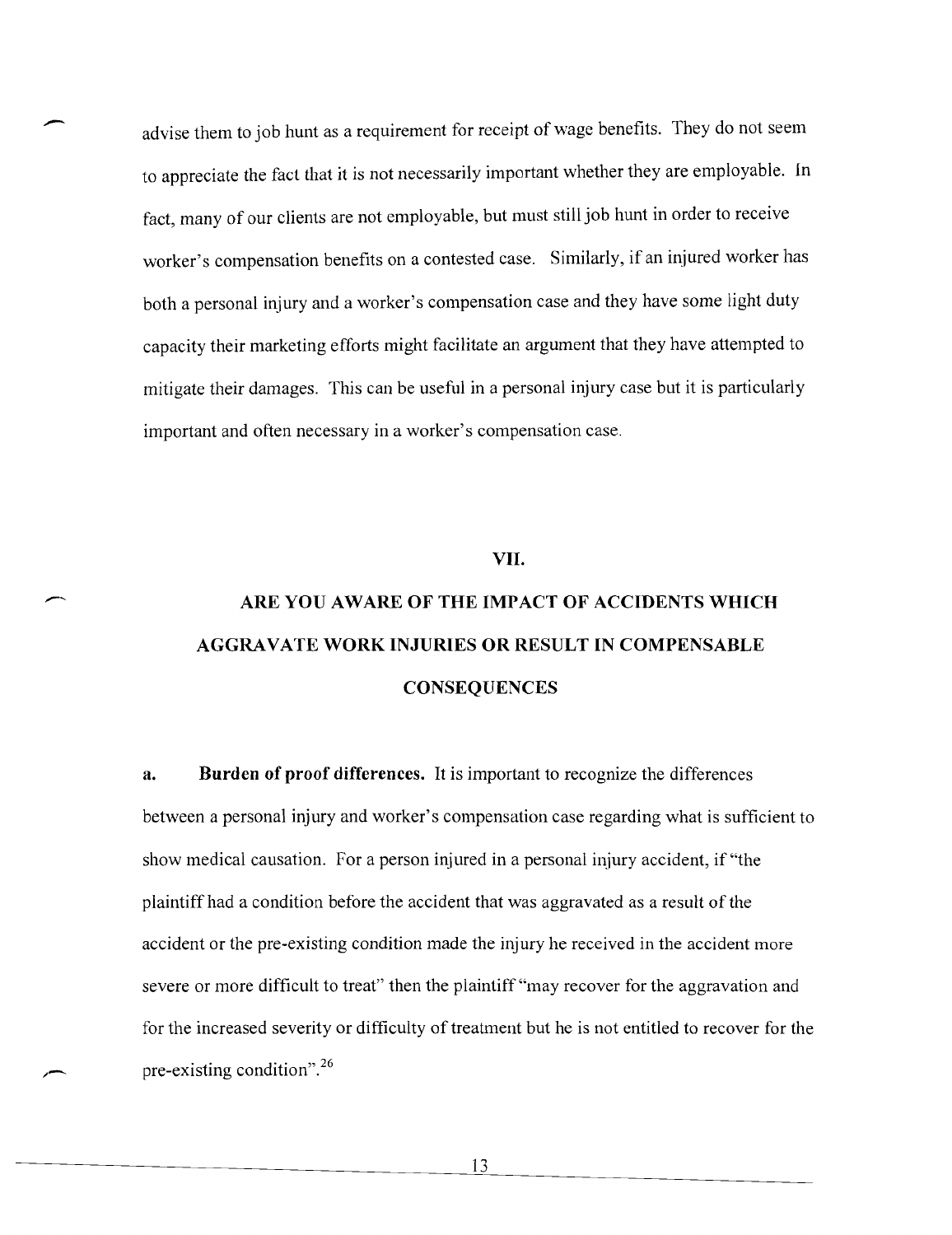advise them to job hunt as a requirement for receipt of wage benefits. They do not seem to appreciate the fact that it is not necessarily important whether they are employable. In fact, many of our clients are not employable, but must still job hunt in order to receive worker's compensation benefits on a contested case. Similarly, if an injured worker has both a personal injury and a worker's compensation case and they have some light duty capacity their marketing efforts might facilitate an argument that they have attempted to mitigate their damages. This can be useful in a personal injury case but it is particularly important and often necessary in a worker's compensation case.

## VII.

## ARE YOU AWARE OF THE IMPACT OF ACCIDENTS WHICH AGGRAVATE WORK INJURIES OR RESULT IN COMPENSABLE CONSEQUENCES

**a. Burden of proof differences.** It is important to recognize the differences between a personal injury and worker's compensation case regarding what is sufficient to show medical causation. For a person injured in a personal injury accident, if "the plaintiff had a condition before the accident that was aggravated as a result of the accident or the pre-existing condition made the injury he received in the accident more severe or more difficult to treat" then the plaintiff "may recover for the aggravation and for the increased severity or difficulty of treatment but he is not entitled to recover for the pre-existing condition".[26]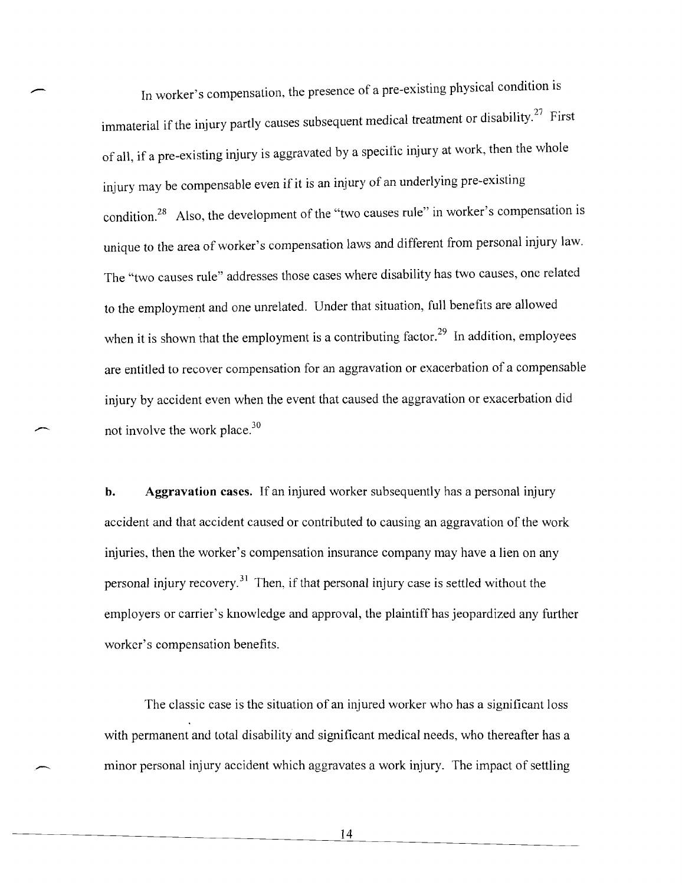In worker's compensation, the presence of a pre-existing physical condition is immaterial if the injury partly causes subsequent medical treatment or disability.[27] First of all, if a pre-existing injury is aggravated by a specific injury at work, then the whole injury may be compensable even if it is an injury of an underlying pre-existing condition.[28] Also, the development of the "two causes rule" in worker's compensation is unique to the area of worker's compensation laws and different from personal injury law. The "two causes rule" addresses those cases where disability has two causes, one related to the employment and one unrelated. Under that situation, full benefits are allowed when it is shown that the employment is a contributing factor.[29] In addition, employees are entitled to recover compensation for an aggravation or exacerbation of a compensable injury by accident even when the event that caused the aggravation or exacerbation did not involve the work place.[30]

**b. Aggravation cases.** If an injured worker subsequently has a personal injury accident and that accident caused or contributed to causing an aggravation of the work injuries, then the worker's compensation insurance company may have a lien on any personal injury recovery.[31] Then, if that personal injury case is settled without the employers or carrier's knowledge and approval, the plaintiff has jeopardized any further worker's compensation benefits.

The classic case is the situation of an injured worker who has a significant loss with permanent and total disability and significant medical needs, who thereafter has a minor personal injury accident which aggravates a work injury. The impact of settling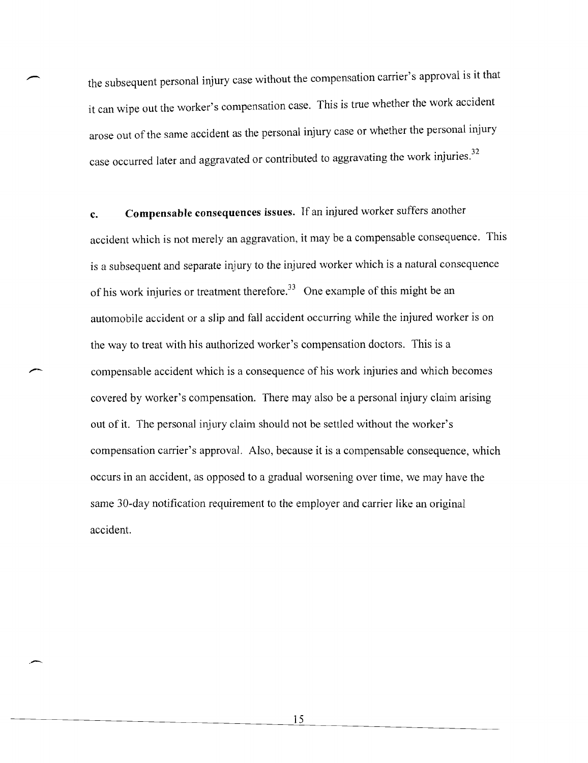the subsequent personal injury case without the compensation carrier's approval is it that it can wipe out the worker's compensation case. This is true whether the work accident arose out of the same accident as the personal injury case or whether the personal injury case occurred later and aggravated or contributed to aggravating the work injuries.[32]

**c. Compensable consequences issues.** If an injured worker suffers another accident which is not merely an aggravation, it may be a compensable consequence. This is a subsequent and separate injury to the injured worker which is a natural consequence of his work injuries or treatment therefore.[33] One example of this might be an automobile accident or a slip and fall accident occurring while the injured worker is on the way to treat with his authorized worker's compensation doctors. This is a compensable accident which is a consequence of his work injuries and which becomes covered by worker's compensation. There may also be a personal injury claim arising out of it. The personal injury claim should not be settled without the worker's compensation carrier's approval. Also, because it is a compensable consequence, which occurs in an accident, as opposed to a gradual worsening over time, we may have the same 30-day notification requirement to the employer and carrier like an original accident.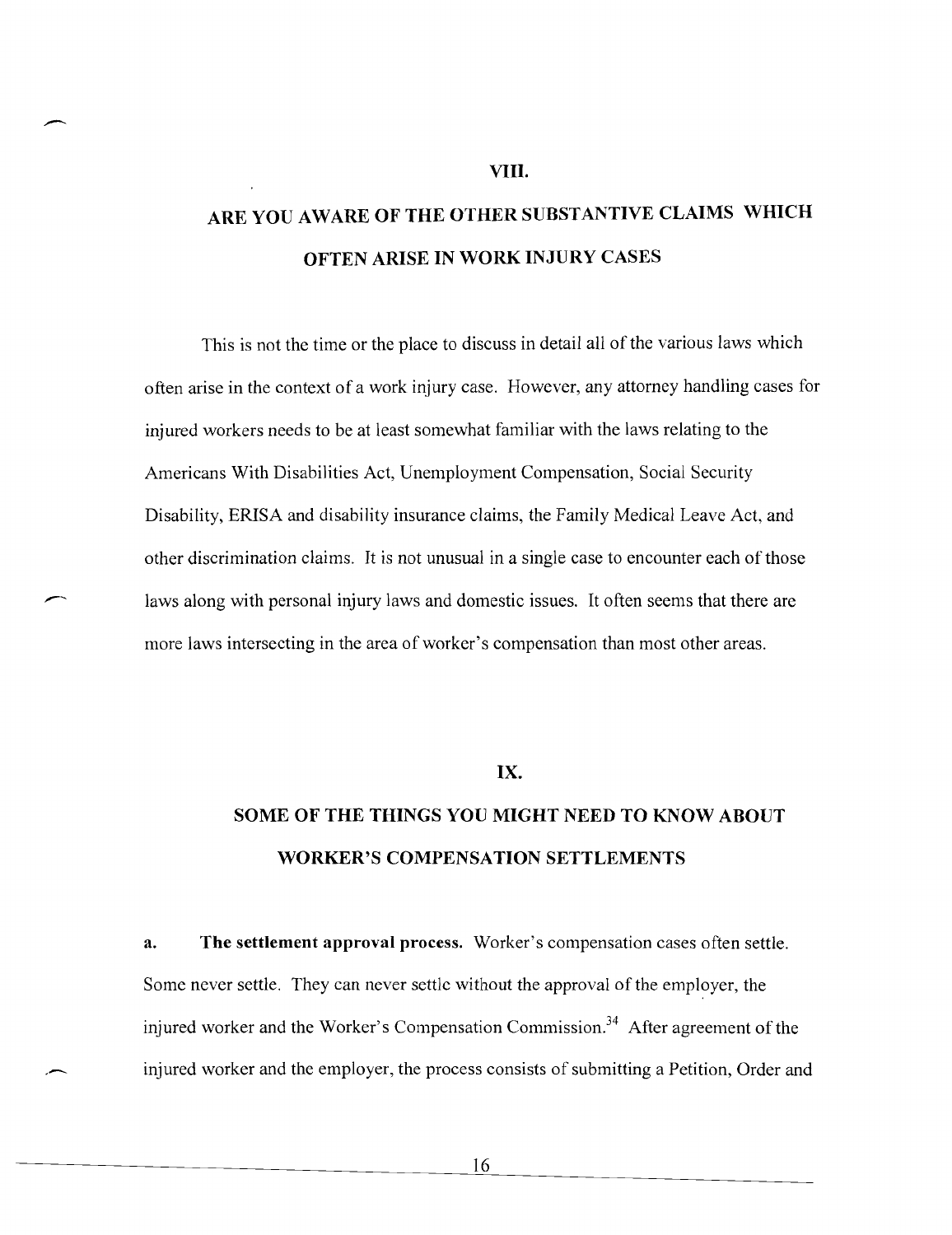## VIII.

## ARE YOU AWARE OF THE OTHER SUBSTANTIVE CLAIMS WHICH OFTEN ARISE IN WORK INJURY CASES

This is not the time or the place to discuss in detail all of the various laws which often arise in the context of a work injury case. However, any attorney handling cases for injured workers needs to be at least somewhat familiar with the laws relating to the Americans With Disabilities Act, Unemployment Compensation, Social Security Disability, ERISA and disability insurance claims, the Family Medical Leave Act, and other discrimination claims. It is not unusual in a single case to encounter each of those laws along with personal injury laws and domestic issues. It often seems that there are more laws intersecting in the area of worker's compensation than most other areas.

## IX.

## SOME OF THE THINGS YOU MIGHT NEED TO KNOW ABOUT WORKER'S COMPENSATION SETTLEMENTS

**a. The settlement approval process.** Worker's compensation cases often settle. Some never settle. They can never settle without the approval of the employer, the injured worker and the Worker's Compensation Commission.[34] After agreement of the injured worker and the employer, the process consists of submitting a Petition, Order and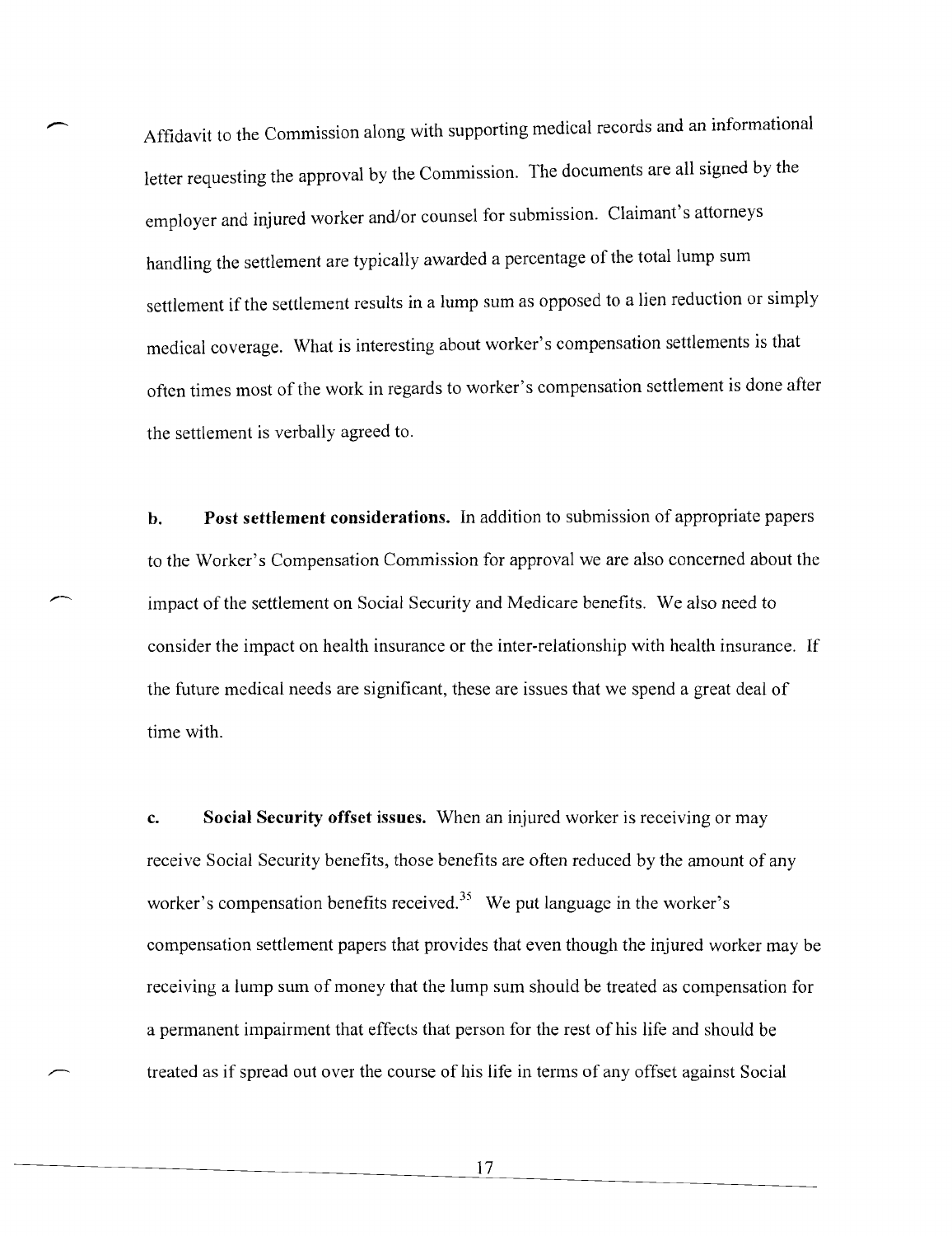Affidavit to the Commission along with supporting medical records and an informational letter requesting the approval by the Commission. The documents are all signed by the employer and injured worker and/or counsel for submission. Claimant's attorneys handling the settlement are typically awarded a percentage of the total lump sum settlement if the settlement results in a lump sum as opposed to a lien reduction or simply medical coverage. What is interesting about worker's compensation settlements is that often times most of the work in regards to worker's compensation settlement is done after the settlement is verbally agreed to.

**b. Post settlement considerations.** In addition to submission of appropriate papers to the Worker's Compensation Commission for approval we are also concerned about the impact of the settlement on Social Security and Medicare benefits. We also need to consider the impact on health insurance or the inter-relationship with health insurance. If the future medical needs are significant, these are issues that we spend a great deal of time with.

**c. Social Security offset issues.** When an injured worker is receiving or may receive Social Security benefits, those benefits are often reduced by the amount of any worker's compensation benefits received.[35] We put language in the worker's compensation settlement papers that provides that even though the injured worker may be receiving a lump sum of money that the lump sum should be treated as compensation for a permanent impairment that effects that person for the rest of his life and should be treated as if spread out over the course of his life in terms of any offset against Social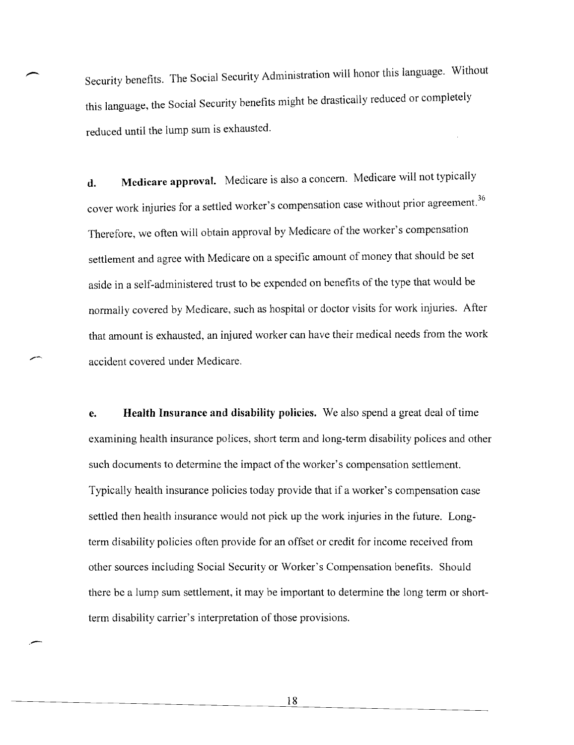Security benefits. The Social Security Administration will honor this language. Without this language, the Social Security benefits might be drastically reduced or completely reduced until the lump sum is exhausted.

**d. Medicare approval.** Medicare is also a concern. Medicare will not typically cover work injuries for a settled worker's compensation case without prior agreement.[36] Therefore, we often will obtain approval by Medicare of the worker's compensation settlement and agree with Medicare on a specific amount of money that should be set aside in a self-administered trust to be expended on benefits of the type that would be normally covered by Medicare, such as hospital or doctor visits for work injuries. After that amount is exhausted, an injured worker can have their medical needs from the work accident covered under Medicare.

**e. Health Insurance and disability policies.** We also spend a great deal of time examining health insurance polices, short term and long-term disability polices and other such documents to determine the impact of the worker's compensation settlement. Typically health insurance policies today provide that if a worker's compensation case settled then health insurance would not pick up the work injuries in the future. Long-term disability policies often provide for an offset or credit for income received from other sources including Social Security or Worker's Compensation benefits. Should there be a lump sum settlement, it may be important to determine the long term or short-term disability carrier's interpretation of those provisions.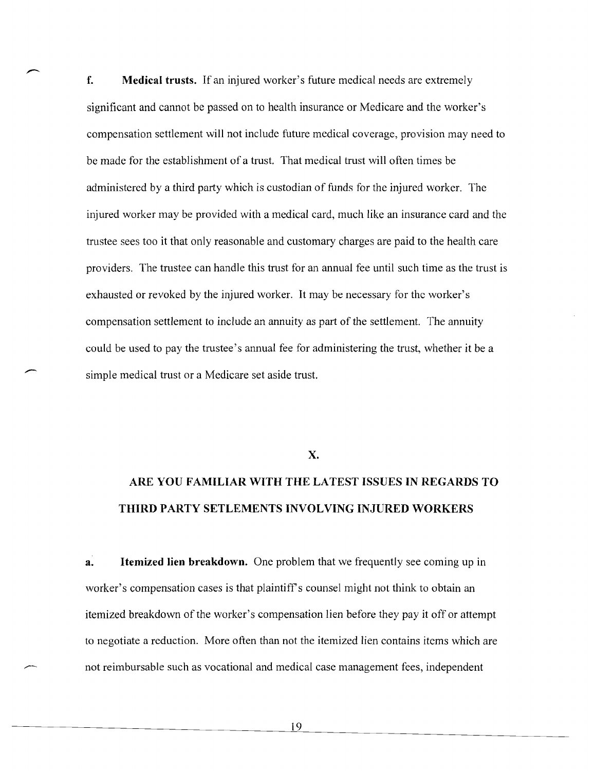**f. Medical trusts.** If an injured worker's future medical needs are extremely significant and cannot be passed on to health insurance or Medicare and the worker's compensation settlement will not include future medical coverage, provision may need to be made for the establishment of a trust. That medical trust will often times be administered by a third party which is custodian of funds for the injured worker. The injured worker may be provided with a medical card, much like an insurance card and the trustee sees too it that only reasonable and customary charges are paid to the health care providers. The trustee can handle this trust for an annual fee until such time as the trust is exhausted or revoked by the injured worker. It may be necessary for the worker's compensation settlement to include an annuity as part of the settlement. The annuity could be used to pay the trustee's annual fee for administering the trust, whether it be a simple medical trust or a Medicare set aside trust.

## X.

## ARE YOU FAMILIAR WITH THE LATEST ISSUES IN REGARDS TO THIRD PARTY SETLEMENTS INVOLVING INJURED WORKERS

**a. Itemized lien breakdown.** One problem that we frequently see coming up in worker's compensation cases is that plaintiff's counsel might not think to obtain an itemized breakdown of the worker's compensation lien before they pay it off or attempt to negotiate a reduction. More often than not the itemized lien contains items which are not reimbursable such as vocational and medical case management fees, independent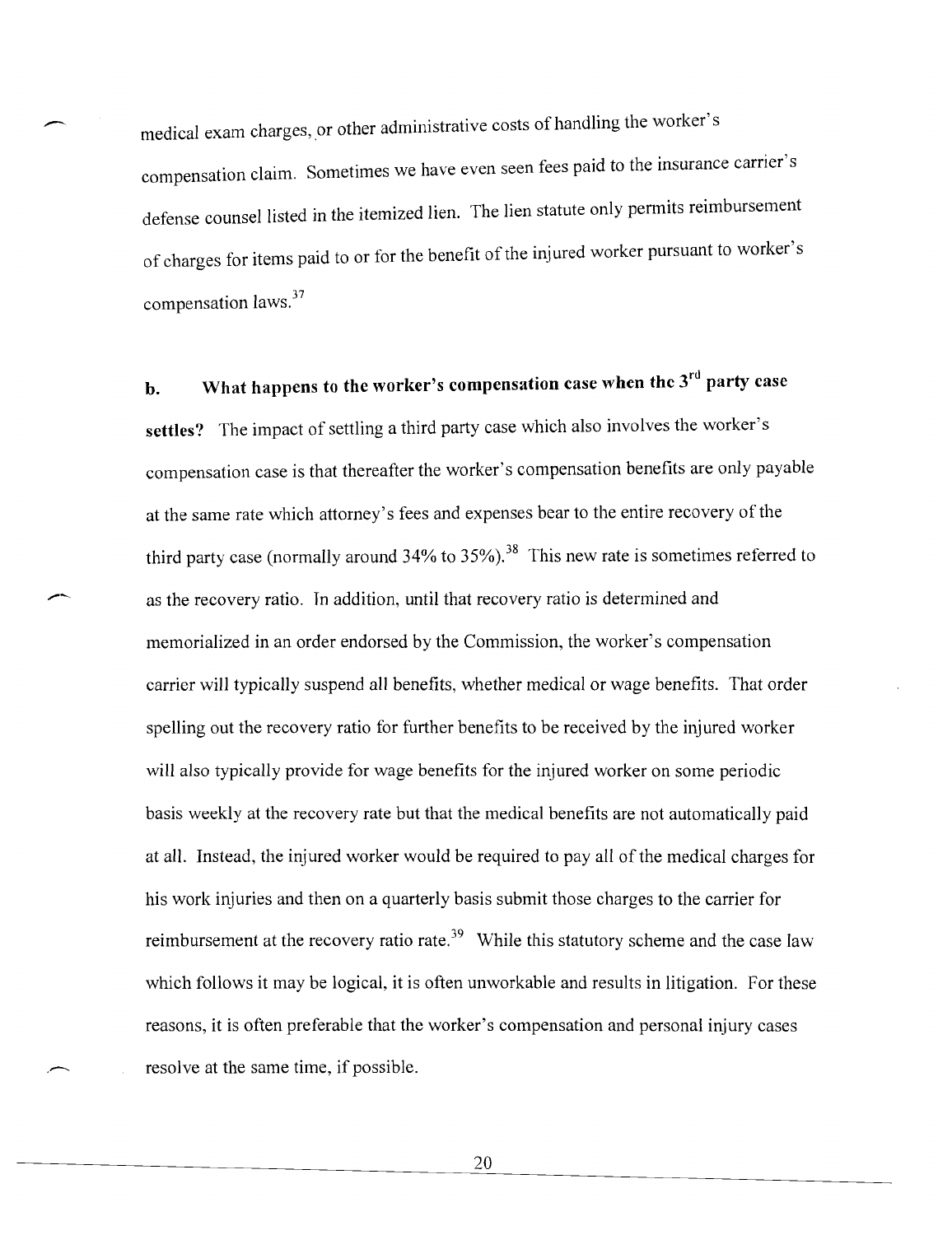medical exam charges, or other administrative costs of handling the worker's compensation claim. Sometimes we have even seen fees paid to the insurance carrier's defense counsel listed in the itemized lien. The lien statute only permits reimbursement of charges for items paid to or for the benefit of the injured worker pursuant to worker's compensation laws.[37]

**b. What happens to the worker's compensation case when the 3rd party case settles?** The impact of settling a third party case which also involves the worker's compensation case is that thereafter the worker's compensation benefits are only payable at the same rate which attorney's fees and expenses bear to the entire recovery of the third party case (normally around 34% to 35%).[38] This new rate is sometimes referred to as the recovery ratio. In addition, until that recovery ratio is determined and memorialized in an order endorsed by the Commission, the worker's compensation carrier will typically suspend all benefits, whether medical or wage benefits. That order spelling out the recovery ratio for further benefits to be received by the injured worker will also typically provide for wage benefits for the injured worker on some periodic basis weekly at the recovery rate but that the medical benefits are not automatically paid at all. Instead, the injured worker would be required to pay all of the medical charges for his work injuries and then on a quarterly basis submit those charges to the carrier for reimbursement at the recovery ratio rate.[39] While this statutory scheme and the case law which follows it may be logical, it is often unworkable and results in litigation. For these reasons, it is often preferable that the worker's compensation and personal injury cases resolve at the same time, if possible.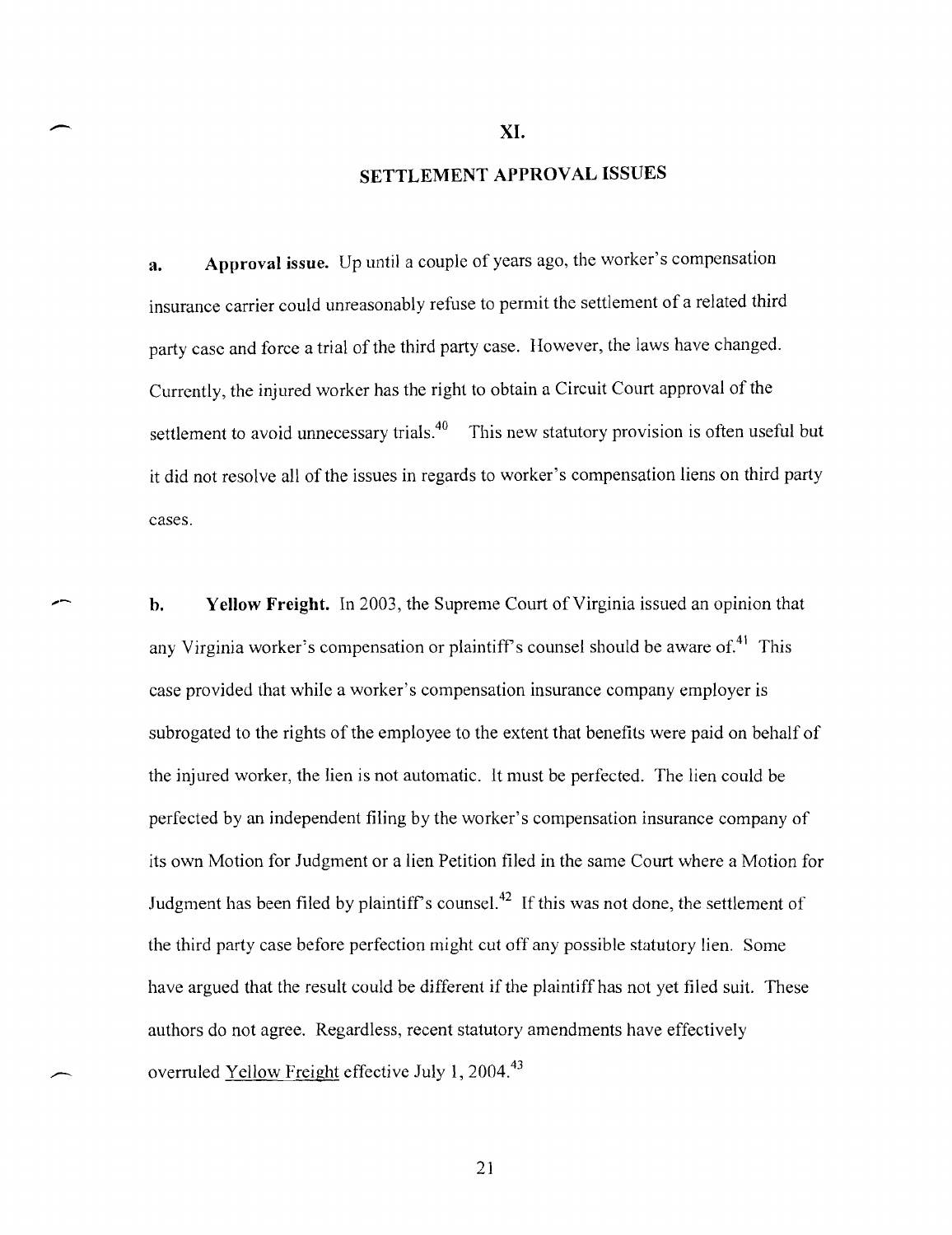# XI.

## SETTLEMENT APPROVAL ISSUES

**a. Approval issue.** Up until a couple of years ago, the worker's compensation insurance carrier could unreasonably refuse to permit the settlement of a related third party case and force a trial of the third party case. However, the laws have changed. Currently, the injured worker has the right to obtain a Circuit Court approval of the settlement to avoid unnecessary trials.[40] This new statutory provision is often useful but it did not resolve all of the issues in regards to worker's compensation liens on third party cases.

**b. Yellow Freight.** In 2003, the Supreme Court of Virginia issued an opinion that any Virginia worker's compensation or plaintiff's counsel should be aware of.[41] This case provided that while a worker's compensation insurance company employer is subrogated to the rights of the employee to the extent that benefits were paid on behalf of the injured worker, the lien is not automatic. It must be perfected. The lien could be perfected by an independent filing by the worker's compensation insurance company of its own Motion for Judgment or a lien Petition filed in the same Court where a Motion for Judgment has been filed by plaintiff's counsel.[42] If this was not done, the settlement of the third party case before perfection might cut off any possible statutory lien. Some have argued that the result could be different if the plaintiff has not yet filed suit. These authors do not agree. Regardless, recent statutory amendments have effectively overruled Yellow Freight effective July 1, 2004.[43]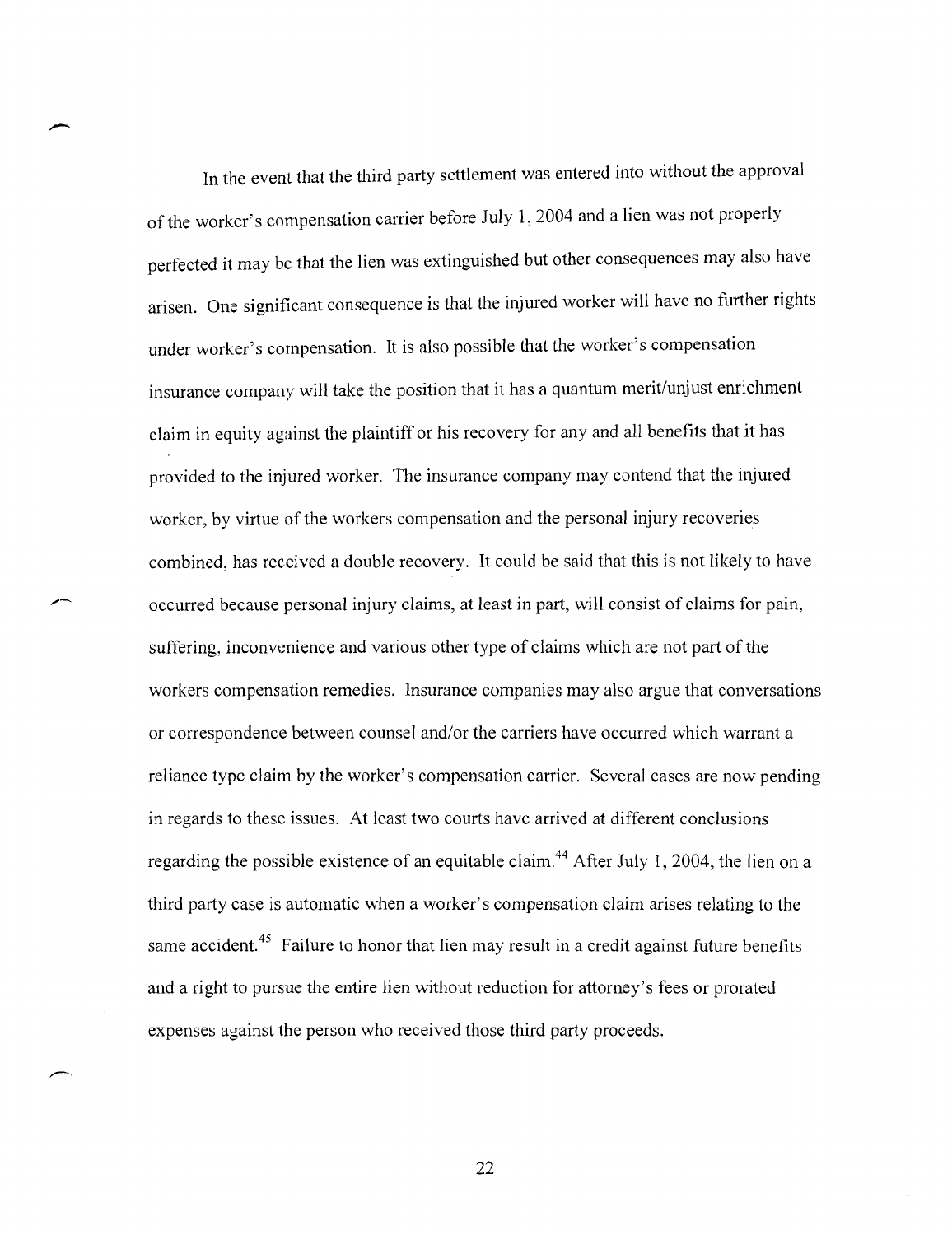In the event that the third party settlement was entered into without the approval of the worker's compensation carrier before July 1, 2004 and a lien was not properly perfected it may be that the lien was extinguished but other consequences may also have arisen. One significant consequence is that the injured worker will have no further rights under worker's compensation. It is also possible that the worker's compensation insurance company will take the position that it has a quantum merit/unjust enrichment claim in equity against the plaintiff or his recovery for any and all benefits that it has provided to the injured worker. The insurance company may contend that the injured worker, by virtue of the workers compensation and the personal injury recoveries combined, has received a double recovery. It could be said that this is not likely to have occurred because personal injury claims, at least in part, will consist of claims for pain, suffering, inconvenience and various other type of claims which are not part of the workers compensation remedies. Insurance companies may also argue that conversations or correspondence between counsel and/or the carriers have occurred which warrant a reliance type claim by the worker's compensation carrier. Several cases are now pending in regards to these issues. At least two courts have arrived at different conclusions regarding the possible existence of an equitable claim.[44] After July 1, 2004, the lien on a third party case is automatic when a worker's compensation claim arises relating to the same accident.[45] Failure to honor that lien may result in a credit against future benefits and a right to pursue the entire lien without reduction for attorney's fees or prorated expenses against the person who received those third party proceeds.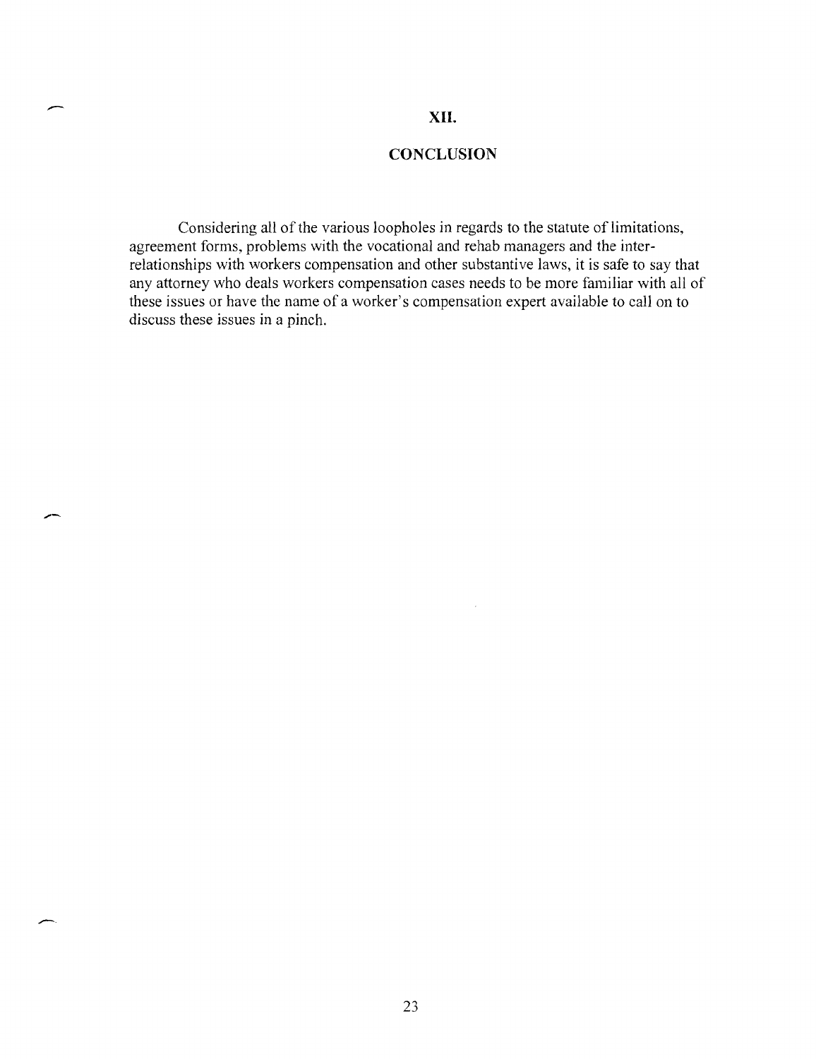## XII.

## CONCLUSION

Considering all of the various loopholes in regards to the statute of limitations, agreement forms, problems with the vocational and rehab managers and the inter-relationships with workers compensation and other substantive laws, it is safe to say that any attorney who deals workers compensation cases needs to be more familiar with all of these issues or have the name of a worker's compensation expert available to call on to discuss these issues in a pinch.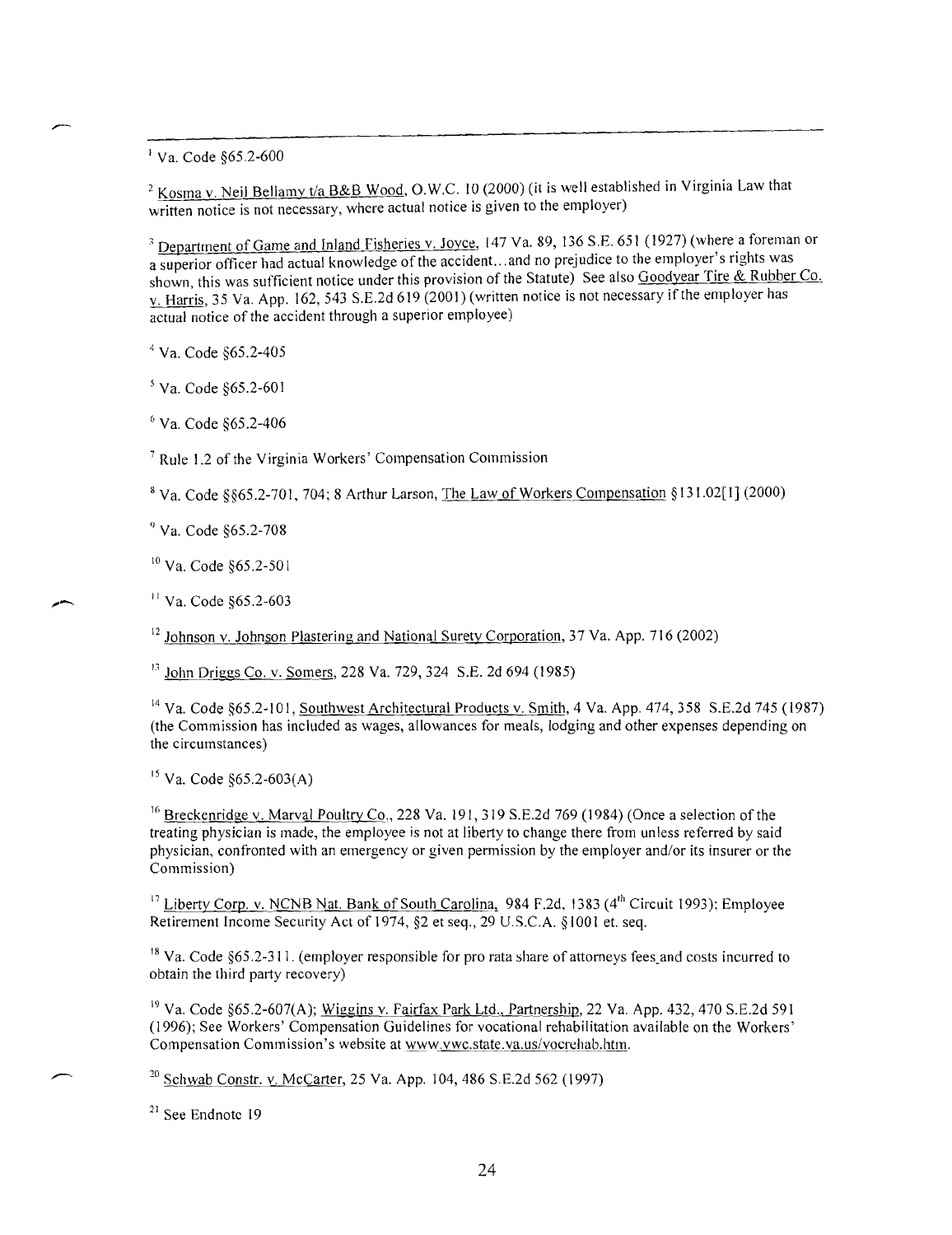[1] Va. Code §65.2-600

[2] Kosma v. Neil Bellamy t/a B&B Wood, O.W.C. 10 (2000) (it is well established in Virginia Law that written notice is not necessary, where actual notice is given to the employer)

[3] Department of Game and Inland Fisheries v. Joyce, 147 Va. 89, 136 S.E. 651 (1927) (where a foreman or a superior officer had actual knowledge of the accident...and no prejudice to the employer's rights was shown, this was sufficient notice under this provision of the Statute) See also Goodyear Tire & Rubber Co. v. Harris, 35 Va. App. 162, 543 S.E.2d 619 (2001) (written notice is not necessary if the employer has actual notice of the accident through a superior employee)

[4] Va. Code §65.2-405

[5] Va. Code §65.2-601

[6] Va. Code §65.2-406

[7] Rule 1.2 of the Virginia Workers' Compensation Commission

[8] Va. Code §§65.2-701, 704; 8 Arthur Larson, The Law of Workers Compensation §131.02[1] (2000)

[9] Va. Code §65.2-708

[10] Va. Code §65.2-501

[11] Va. Code §65.2-603

[12] Johnson v. Johnson Plastering and National Surety Corporation, 37 Va. App. 716 (2002)

[13] John Driggs Co. v. Somers, 228 Va. 729, 324 S.E. 2d 694 (1985)

[14] Va. Code §65.2-101, Southwest Architectural Products v. Smith, 4 Va. App. 474, 358 S.E.2d 745 (1987) (the Commission has included as wages, allowances for meals, lodging and other expenses depending on the circumstances)

[15] Va. Code §65.2-603(A)

[16] Breckenridge v. Marval Poultry Co., 228 Va. 191, 319 S.E.2d 769 (1984) (Once a selection of the treating physician is made, the employee is not at liberty to change there from unless referred by said physician, confronted with an emergency or given permission by the employer and/or its insurer or the Commission)

[17] Liberty Corp. v. NCNB Nat. Bank of South Carolina, 984 F.2d, 1383 (4th Circuit 1993); Employee Retirement Income Security Act of 1974, §2 et seq., 29 U.S.C.A. §1001 et. seq.

[18] Va. Code §65.2-311. (employer responsible for pro rata share of attorneys fees and costs incurred to obtain the third party recovery)

[19] Va. Code §65.2-607(A); Wiggins v. Fairfax Park Ltd., Partnership, 22 Va. App. 432, 470 S.E.2d 591 (1996); See Workers' Compensation Guidelines for vocational rehabilitation available on the Workers' Compensation Commission's website at www.vwc.state.va.us/vocrehab.htm.

[20] Schwab Constr. v. McCarter, 25 Va. App. 104, 486 S.E.2d 562 (1997)

[21] See Endnote 19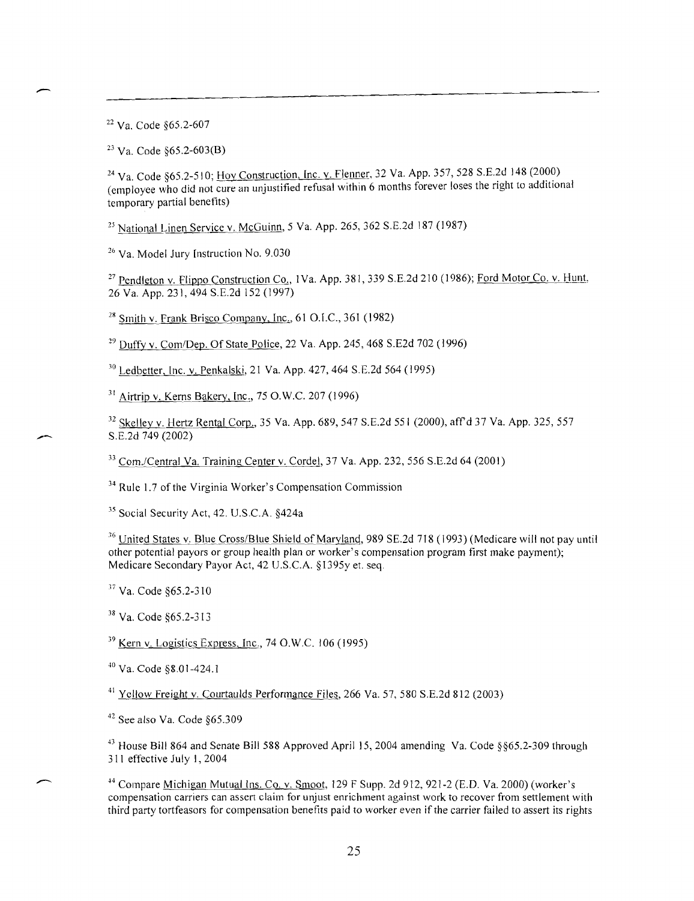[22] Va. Code §65.2-607

[23] Va. Code §65.2-603(B)

[24] Va. Code §65.2-510; Hoy Construction, Inc. v. Flenner, 32 Va. App. 357, 528 S.E.2d 148 (2000) (employee who did not cure an unjustified refusal within 6 months forever loses the right to additional temporary partial benefits)

[25] National Linen Service v. McGuinn, 5 Va. App. 265, 362 S.E.2d 187 (1987)

[26] Va. Model Jury Instruction No. 9.030

[27] Pendleton v. Flippo Construction Co., 1Va. App. 381, 339 S.E.2d 210 (1986); Ford Motor Co. v. Hunt, 26 Va. App. 231, 494 S.E.2d 152 (1997)

[28] Smith v. Frank Brisco Company, Inc., 61 O.I.C., 361 (1982)

[29] Duffy v. Com/Dep. Of State Police, 22 Va. App. 245, 468 S.E2d 702 (1996)

[30] Ledbetter, Inc. v. Penkalski, 21 Va. App. 427, 464 S.E.2d 564 (1995)

[31] Airtrip v. Kerns Bakery, Inc., 75 O.W.C. 207 (1996)

[32] Skelley v. Hertz Rental Corp., 35 Va. App. 689, 547 S.E.2d 551 (2000), aff'd 37 Va. App. 325, 557 S.E.2d 749 (2002)

[33] Com./Central Va. Training Center v. Cordel, 37 Va. App. 232, 556 S.E.2d 64 (2001)

[34] Rule 1.7 of the Virginia Worker's Compensation Commission

[35] Social Security Act, 42. U.S.C.A. §424a

[36] United States v. Blue Cross/Blue Shield of Maryland, 989 SE.2d 718 (1993) (Medicare will not pay until other potential payors or group health plan or worker's compensation program first make payment); Medicare Secondary Payor Act, 42 U.S.C.A. §1395y et. seq.

[37] Va. Code §65.2-310

[38] Va. Code §65.2-313

[39] Kern v. Logistics Express, Inc., 74 O.W.C. 106 (1995)

[40] Va. Code §8.01-424.1

[41] Yellow Freight v. Courtaulds Performance Files, 266 Va. 57, 580 S.E.2d 812 (2003)

[42] See also Va. Code §65.309

[43] House Bill 864 and Senate Bill 588 Approved April 15, 2004 amending Va. Code §§65.2-309 through 311 effective July 1, 2004

[44] Compare Michigan Mutual Ins. Co. v. Smoot, 129 F Supp. 2d 912, 921-2 (E.D. Va. 2000) (worker's compensation carriers can assert claim for unjust enrichment against work to recover from settlement with third party tortfeasors for compensation benefits paid to worker even if the carrier failed to assert its rights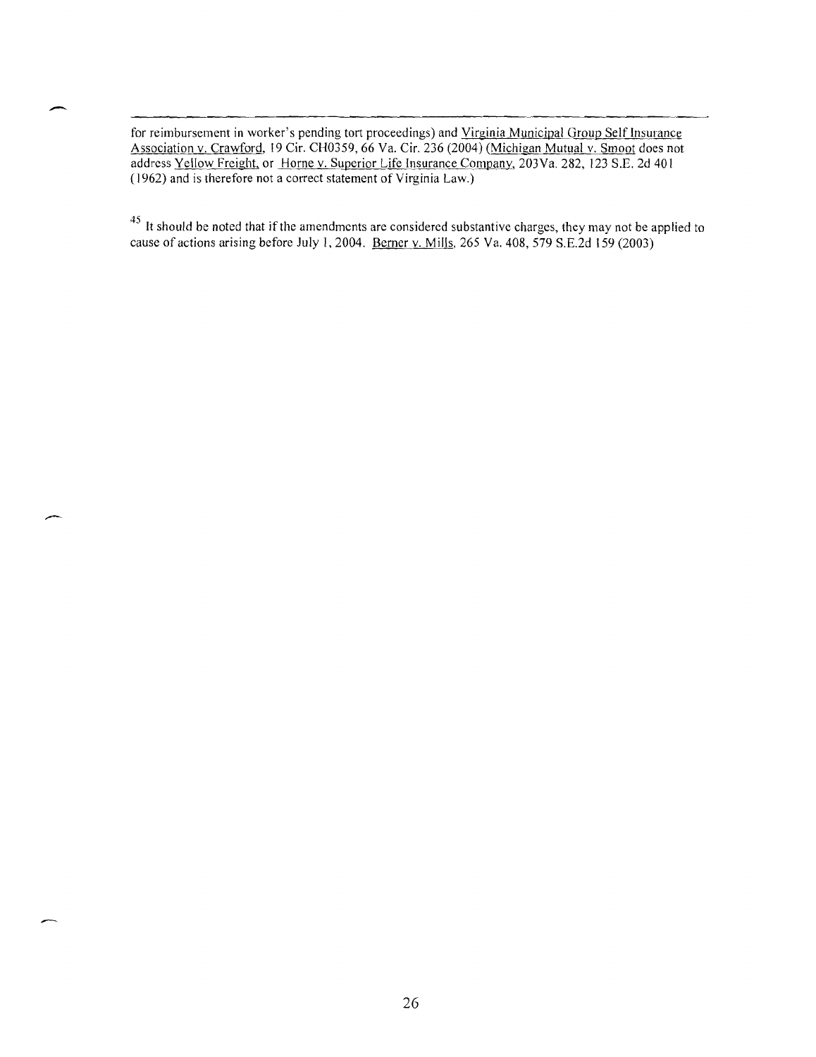for reimbursement in worker's pending tort proceedings) and Virginia Municipal Group Self Insurance Association v. Crawford, 19 Cir. CH0359, 66 Va. Cir. 236 (2004) (Michigan Mutual v. Smoot does not address Yellow Freight, or Horne v. Superior Life Insurance Company, 203Va. 282, 123 S.E. 2d 401 (1962) and is therefore not a correct statement of Virginia Law.)

[45] It should be noted that if the amendments are considered substantive charges, they may not be applied to cause of actions arising before July 1, 2004. Berner v. Mills, 265 Va. 408, 579 S.E.2d 159 (2003)